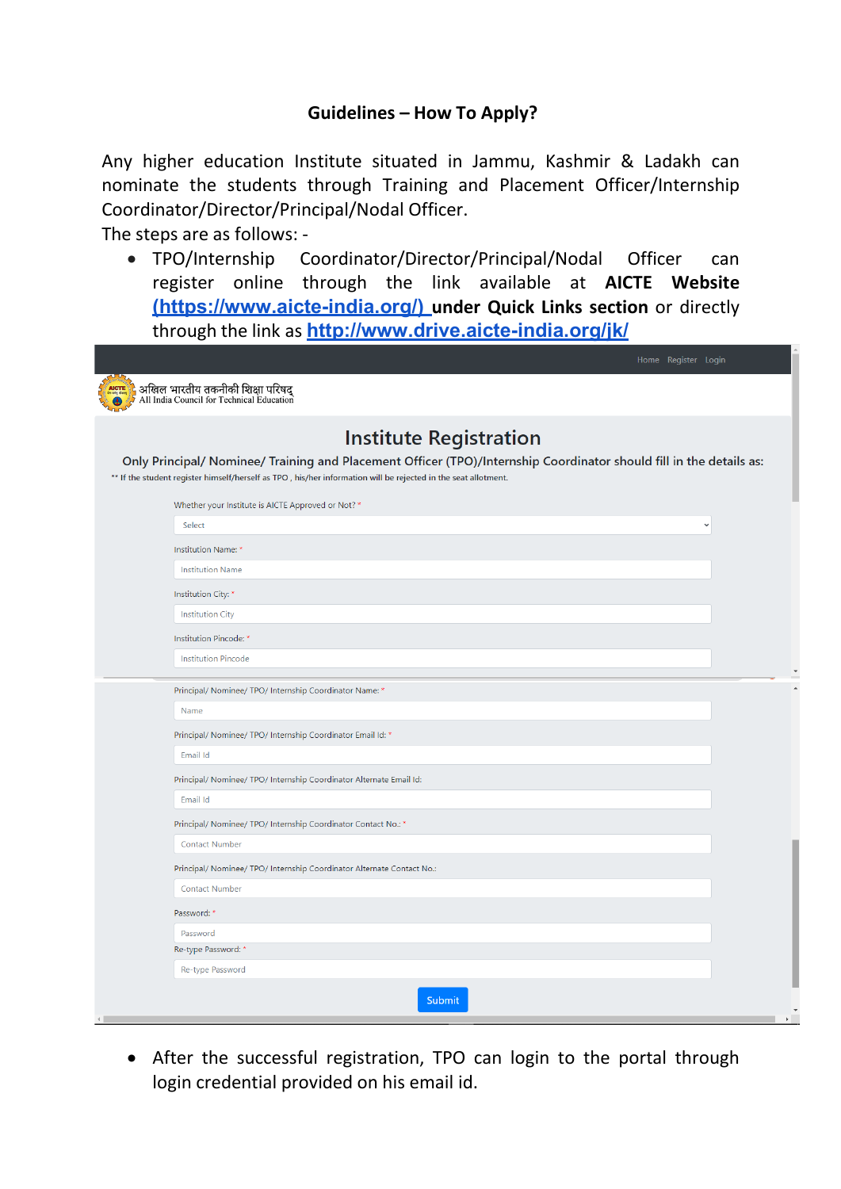## Guidelines – How To Apply?

Any higher education Institute situated in Jammu, Kashmir & Ladakh can nominate the students through Training and Placement Officer/Internship Coordinator/Director/Principal/Nodal Officer.

The steps are as follows: -

- TPO/Internship Coordinator/Director/Principal/Nodal Officer can register online through the link available at **AICTE Website** [(https://www.aicte-india.org/)](https://www.aicte-india.org/) **under Quick Links section** or directly through the link as [http://www.drive.aicte-india.org/jk/](http://www.drive.aicte-india.org/jk/)

Home Register Login

अखिल भारतीय तकनीकी शिक्षा परिषद्
All India Council for Technical Education

### Institute Registration

Only Principal/ Nominee/ Training and Placement Officer (TPO)/Internship Coordinator should fill in the details as:

** If the student register himself/herself as TPO , his/her information will be rejected in the seat allotment.

Whether your Institute is AICTE Approved or Not? *
Select

Institution Name: *
Institution Name

Institution City: *
Institution City

Institution Pincode: *
Institution Pincode

Principal/ Nominee/ TPO/ Internship Coordinator Name: *
Name

Principal/ Nominee/ TPO/ Internship Coordinator Email Id: *
Email Id

Principal/ Nominee/ TPO/ Internship Coordinator Alternate Email Id:
Email Id

Principal/ Nominee/ TPO/ Internship Coordinator Contact No.: *
Contact Number

Principal/ Nominee/ TPO/ Internship Coordinator Alternate Contact No.:
Contact Number

Password: *
Password

Re-type Password: *
Re-type Password

Submit

- After the successful registration, TPO can login to the portal through login credential provided on his email id.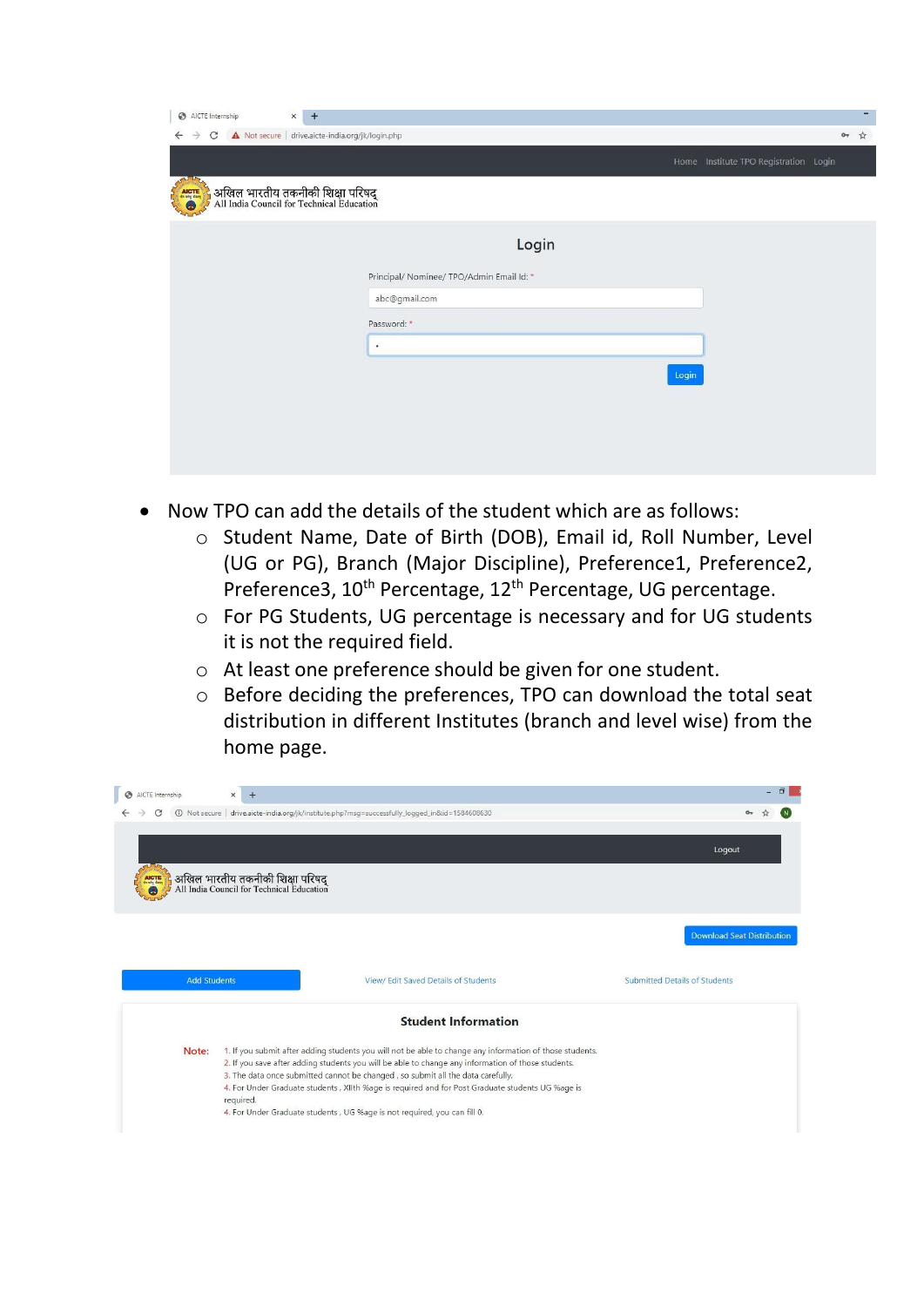AICTE Internship

Not secure | drive.aicte-india.org/jk/login.php

Home Institute TPO Registration Login

अखिल भारतीय तकनीकी शिक्षा परिषद्
All India Council for Technical Education

Login

Principal/ Nominee/ TPO/Admin Email Id: *

abc@gmail.com

Password: *

Login

- Now TPO can add the details of the student which are as follows:
  - Student Name, Date of Birth (DOB), Email id, Roll Number, Level (UG or PG), Branch (Major Discipline), Preference1, Preference2, Preference3, 10th Percentage, 12th Percentage, UG percentage.
  - For PG Students, UG percentage is necessary and for UG students it is not the required field.
  - At least one preference should be given for one student.
  - Before deciding the preferences, TPO can download the total seat distribution in different Institutes (branch and level wise) from the home page.

AICTE Internship

Not secure | drive.aicte-india.org/jk/institute.php?msg=successfully_logged_in&id=1584608630

Logout

अखिल भारतीय तकनीकी शिक्षा परिषद्
All India Council for Technical Education

Download Seat Distribution

Add Students | View/ Edit Saved Details of Students | Submitted Details of Students

Student Information

**Note:**

1. If you submit after adding students you will not be able to change any information of those students.
2. If you save after adding students you will be able to change any information of those students.
3. The data once submitted cannot be changed , so submit all the data carefully.
4. For Under Graduate students , XIIth %age is required and for Post Graduate students UG %age is required.
4. For Under Graduate students , UG %age is not required, you can fill 0.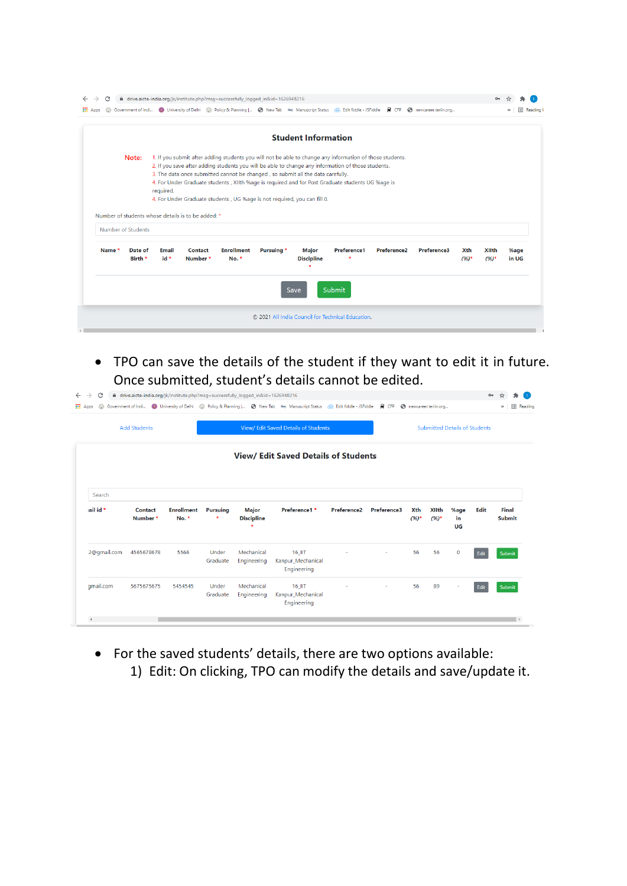**Student Information**

Note:
1. If you submit after adding students you will not be able to change any information of those students.
2. If you save after adding students you will be able to change any information of those students.
3. The data once submitted cannot be changed , so submit all the data carefully.
4. For Under Graduate students , XIIth %age is required and for Post Graduate students UG %age is required.
4. For Under Graduate students , UG %age is not required, you can fill 0.

Number of students whose details is to be added: *

Number of Students

| Name * | Date of Birth * | Email id * | Contact Number * | Enrollment No. * | Pursuing * | Major Discipline * | Preference1 * | Preference2 | Preference3 | Xth (%)* | XIIth (%)* | %age in UG |
|---|---|---|---|---|---|---|---|---|---|---|---|---|

Save | Submit

© 2021 All India Council for Technical Education.

- TPO can save the details of the student if they want to edit it in future. Once submitted, student's details cannot be edited.

Add Students | View/ Edit Saved Details of Students | Submitted Details of Students

**View/ Edit Saved Details of Students**

Search

| ail id * | Contact Number * | Enrollment No. * | Pursuing * | Major Discipline * | Preference1 * | Preference2 | Preference3 | Xth (%)* | XIIth (%)* | %age in UG | Edit | Final Submit |
|---|---|---|---|---|---|---|---|---|---|---|---|---|
| 2@gmail.com | 4565678678 | 5566 | Under Graduate | Mechanical Engineering | 16_IIT Kanpur_Mechanical Engineering | - | - | 56 | 56 | 0 | Edit | Submit |
| gmail.com | 5675675675 | 5454545 | Under Graduate | Mechanical Engineering | 16_IIT Kanpur_Mechanical Engineering | - | - | 56 | 89 | - | Edit | Submit |

- For the saved students' details, there are two options available:
  1) Edit: On clicking, TPO can modify the details and save/update it.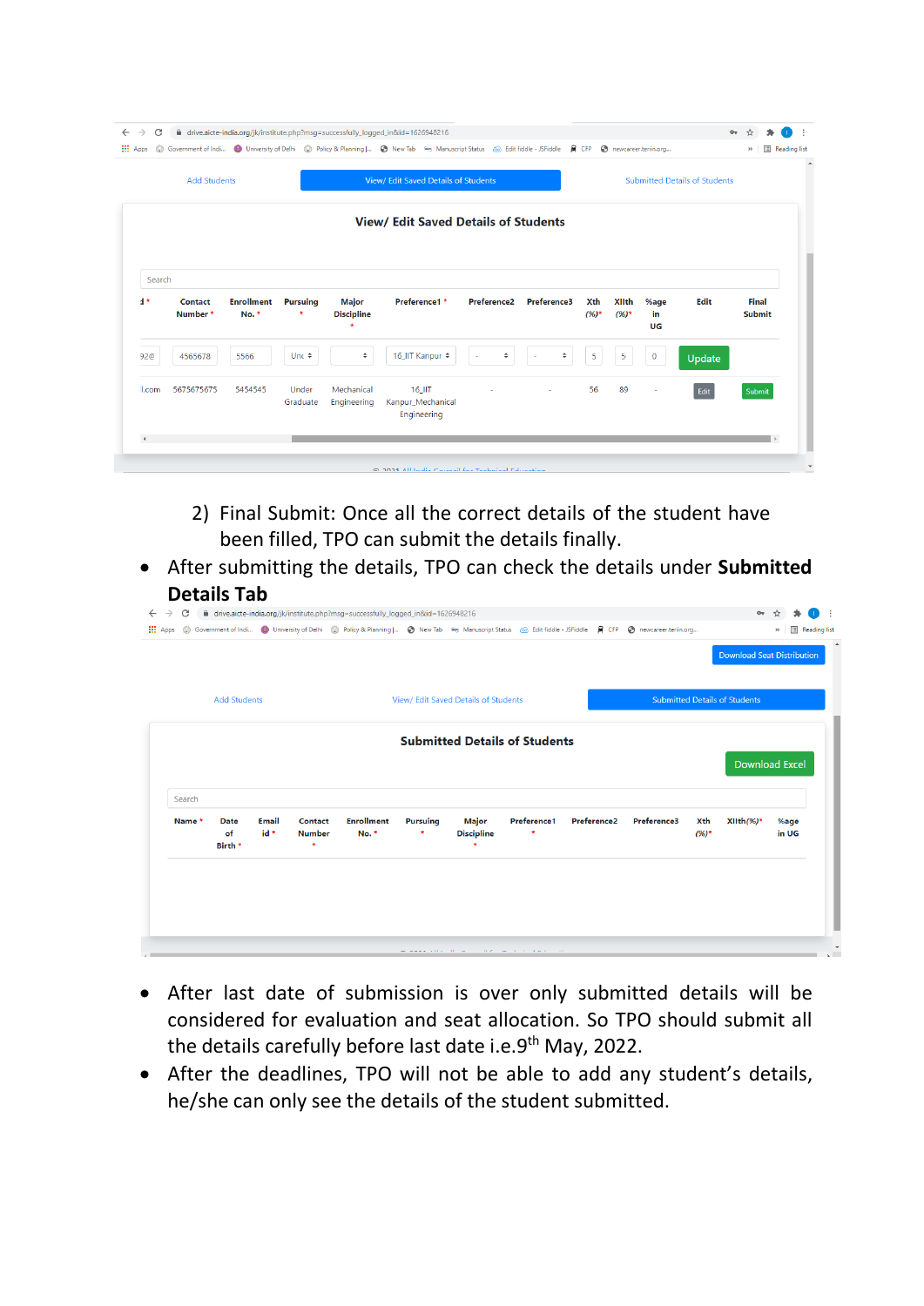2) Final Submit: Once all the correct details of the student have been filled, TPO can submit the details finally.

- After submitting the details, TPO can check the details under **Submitted Details Tab**

- After last date of submission is over only submitted details will be considered for evaluation and seat allocation. So TPO should submit all the details carefully before last date i.e.9th May, 2022.
- After the deadlines, TPO will not be able to add any student's details, he/she can only see the details of the student submitted.